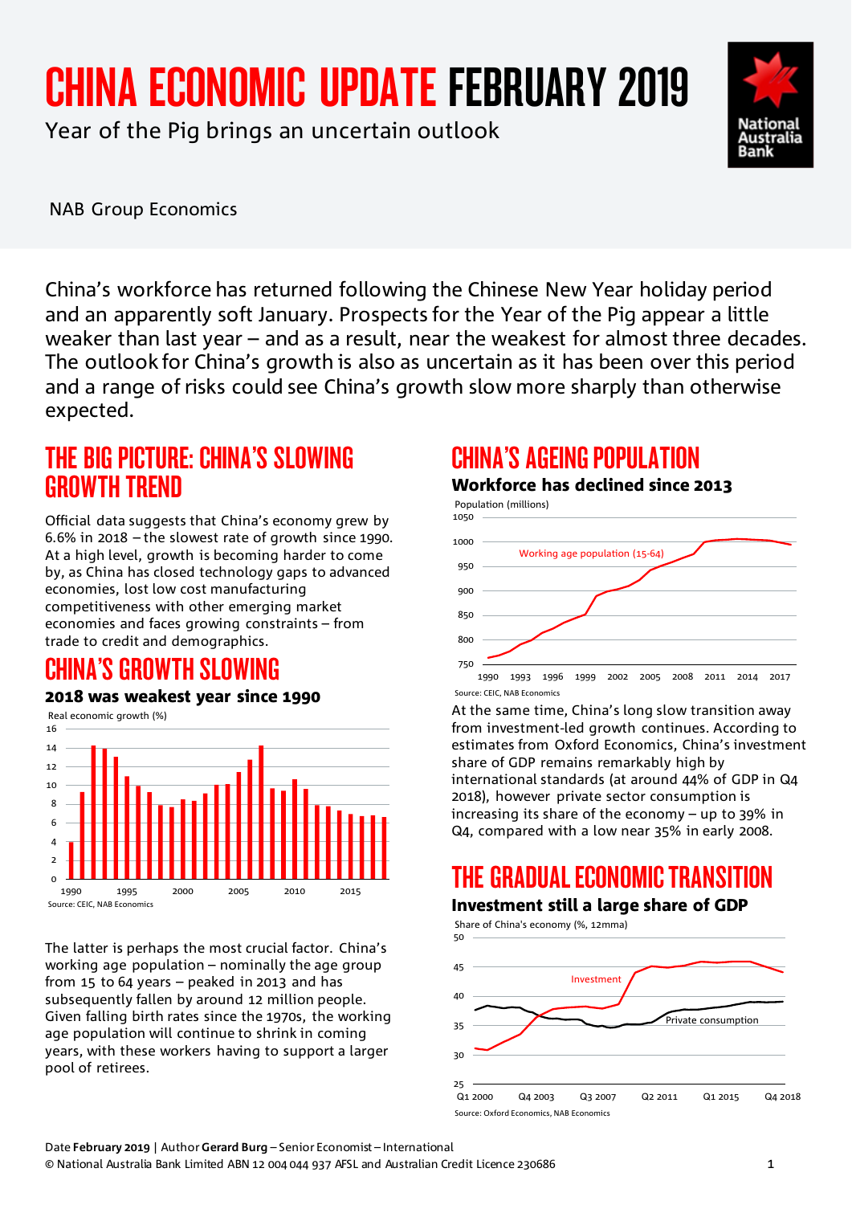# CHINA ECONOMIC UPDATE FEBRUARY 2019

Year of the Pig brings an uncertain outlook

NAB Group Economics

China's workforce has returned following the Chinese New Year holiday period and an apparently soft January. Prospects for the Year of the Pig appear a little weaker than last year – and as a result, near the weakest for almost three decades. The outlook for China's growth is also as uncertain as it has been over this period and a range of risks could see China's growth slow more sharply than otherwise expected.

## THE BIG PICTURE: CHINA'S SLOWING GROWTH TREND

Official data suggests that China's economy grew by 6.6% in 2018 – the slowest rate of growth since 1990. At a high level, growth is becoming harder to come by, as China has closed technology gaps to advanced economies, lost low cost manufacturing competitiveness with other emerging market economies and faces growing constraints – from trade to credit and demographics.

## CHINA'S GROWTH SLOWING

**2018 was weakest year since 1990**

Real economic growth (%)

Source: CEIC, NAB Economics

The latter is perhaps the most crucial factor. China's working age population – nominally the age group from 15 to 64 years – peaked in 2013 and has subsequently fallen by around 12 million people. Given falling birth rates since the 1970s, the working age population will continue to shrink in coming years, with these workers having to support a larger pool of retirees.

## CHINA'S AGEING POPULATION

**Workforce has declined since 2013**

Population (millions)

Source: CEIC, NAB Economics

At the same time, China's long slow transition away from investment-led growth continues. According to estimates from Oxford Economics, China's investment share of GDP remains remarkably high by international standards (at around 44% of GDP in Q4 2018), however private sector consumption is increasing its share of the economy – up to 39% in Q4, compared with a low near 35% in early 2008.

## THE GRADUAL ECONOMIC TRANSITION

**Investment still a large share of GDP**

Share of China's economy (%, 12mma)

Source: Oxford Economics, NAB Economics

Date **February 2019** | Author **Gerard Burg** – Senior Economist – International

© National Australia Bank Limited ABN 12 004 044 937 AFSL and Australian Credit Licence 230686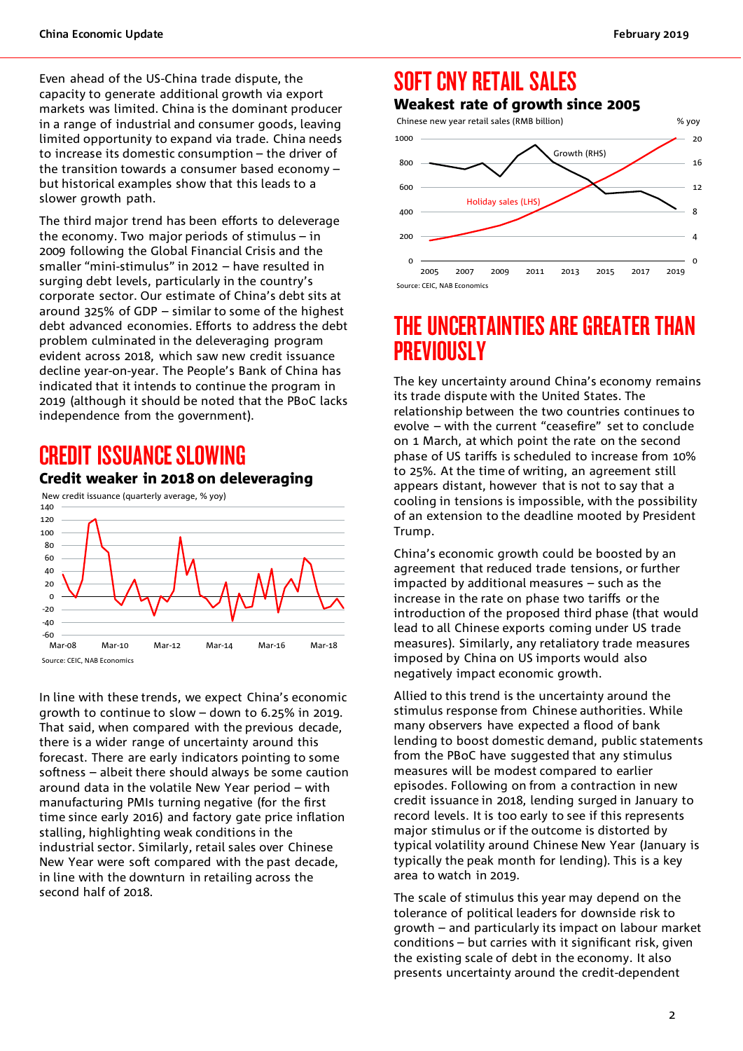Even ahead of the US-China trade dispute, the capacity to generate additional growth via export markets was limited. China is the dominant producer in a range of industrial and consumer goods, leaving limited opportunity to expand via trade. China needs to increase its domestic consumption – the driver of the transition towards a consumer based economy – but historical examples show that this leads to a slower growth path.

The third major trend has been efforts to deleverage the economy. Two major periods of stimulus – in 2009 following the Global Financial Crisis and the smaller "mini-stimulus" in 2012 – have resulted in surging debt levels, particularly in the country's corporate sector. Our estimate of China's debt sits at around 325% of GDP – similar to some of the highest debt advanced economies. Efforts to address the debt problem culminated in the deleveraging program evident across 2018, which saw new credit issuance decline year-on-year. The People's Bank of China has indicated that it intends to continue the program in 2019 (although it should be noted that the PBoC lacks independence from the government).

## CREDIT ISSUANCE SLOWING

### Credit weaker in 2018 on deleveraging

New credit issuance (quarterly average, % yoy)

140
120
100
80
60
40
20
0
-20
-40
-60

Mar-08 Mar-10 Mar-12 Mar-14 Mar-16 Mar-18

Source: CEIC, NAB Economics

In line with these trends, we expect China's economic growth to continue to slow – down to 6.25% in 2019. That said, when compared with the previous decade, there is a wider range of uncertainty around this forecast. There are early indicators pointing to some softness – albeit there should always be some caution around data in the volatile New Year period – with manufacturing PMIs turning negative (for the first time since early 2016) and factory gate price inflation stalling, highlighting weak conditions in the industrial sector. Similarly, retail sales over Chinese New Year were soft compared with the past decade, in line with the downturn in retailing across the second half of 2018.

## SOFT CNY RETAIL SALES

### Weakest rate of growth since 2005

Chinese new year retail sales (RMB billion)

% yoy

1000 800 600 400 200 0

20 16 12 8 4 0

Growth (RHS)

Holiday sales (LHS)

2005 2007 2009 2011 2013 2015 2017 2019

Source: CEIC, NAB Economics

## THE UNCERTAINTIES ARE GREATER THAN PREVIOUSLY

The key uncertainty around China's economy remains its trade dispute with the United States. The relationship between the two countries continues to evolve – with the current "ceasefire" set to conclude on 1 March, at which point the rate on the second phase of US tariffs is scheduled to increase from 10% to 25%. At the time of writing, an agreement still appears distant, however that is not to say that a cooling in tensions is impossible, with the possibility of an extension to the deadline mooted by President Trump.

China's economic growth could be boosted by an agreement that reduced trade tensions, or further impacted by additional measures – such as the increase in the rate on phase two tariffs or the introduction of the proposed third phase (that would lead to all Chinese exports coming under US trade measures). Similarly, any retaliatory trade measures imposed by China on US imports would also negatively impact economic growth.

Allied to this trend is the uncertainty around the stimulus response from Chinese authorities. While many observers have expected a flood of bank lending to boost domestic demand, public statements from the PBoC have suggested that any stimulus measures will be modest compared to earlier episodes. Following on from a contraction in new credit issuance in 2018, lending surged in January to record levels. It is too early to see if this represents major stimulus or if the outcome is distorted by typical volatility around Chinese New Year (January is typically the peak month for lending). This is a key area to watch in 2019.

The scale of stimulus this year may depend on the tolerance of political leaders for downside risk to growth – and particularly its impact on labour market conditions – but carries with it significant risk, given the existing scale of debt in the economy. It also presents uncertainty around the credit-dependent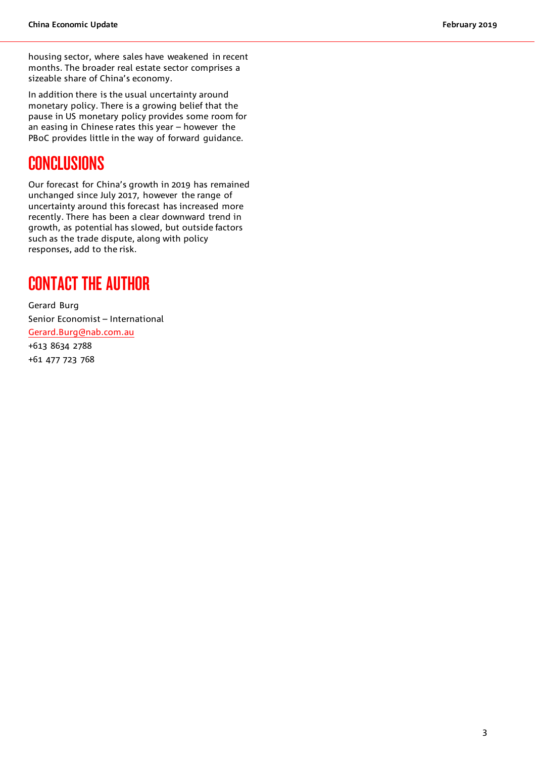housing sector, where sales have weakened in recent months. The broader real estate sector comprises a sizeable share of China's economy.

In addition there is the usual uncertainty around monetary policy. There is a growing belief that the pause in US monetary policy provides some room for an easing in Chinese rates this year – however the PBoC provides little in the way of forward guidance.

# CONCLUSIONS

Our forecast for China's growth in 2019 has remained unchanged since July 2017, however the range of uncertainty around this forecast has increased more recently. There has been a clear downward trend in growth, as potential has slowed, but outside factors such as the trade dispute, along with policy responses, add to the risk.

# CONTACT THE AUTHOR

Gerard Burg

Senior Economist – International

Gerard.Burg@nab.com.au

+613 8634 2788

+61 477 723 768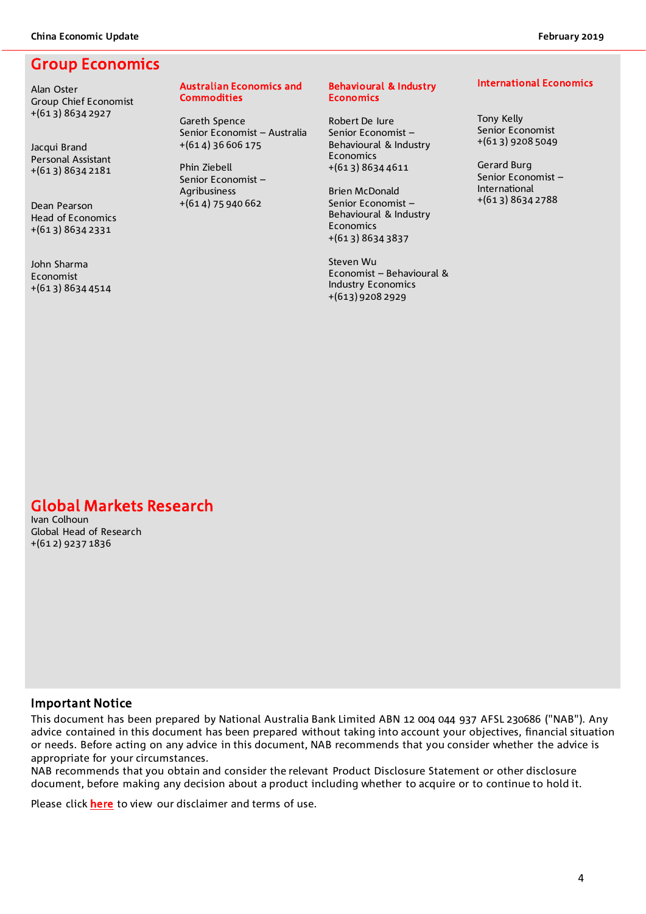# Group Economics

Alan Oster
Group Chief Economist
+(61 3) 8634 2927

Jacqui Brand
Personal Assistant
+(61 3) 8634 2181

Dean Pearson
Head of Economics
+(61 3) 8634 2331

John Sharma
Economist
+(61 3) 8634 4514

## Australian Economics and Commodities

Gareth Spence
Senior Economist – Australia
+(61 4) 36 606 175

Phin Ziebell
Senior Economist – Agribusiness
+(61 4) 75 940 662

## Behavioural & Industry Economics

Robert De Iure
Senior Economist – Behavioural & Industry Economics
+(61 3) 8634 4611

Brien McDonald
Senior Economist – Behavioural & Industry Economics
+(61 3) 8634 3837

Steven Wu
Economist – Behavioural & Industry Economics
+(613) 9208 2929

## International Economics

Tony Kelly
Senior Economist
+(61 3) 9208 5049

Gerard Burg
Senior Economist – International
+(61 3) 8634 2788

# Global Markets Research

Ivan Colhoun
Global Head of Research
+(61 2) 9237 1836

## Important Notice

This document has been prepared by National Australia Bank Limited ABN 12 004 044 937 AFSL 230686 ("NAB"). Any advice contained in this document has been prepared without taking into account your objectives, financial situation or needs. Before acting on any advice in this document, NAB recommends that you consider whether the advice is appropriate for your circumstances.
NAB recommends that you obtain and consider the relevant Product Disclosure Statement or other disclosure document, before making any decision about a product including whether to acquire or to continue to hold it.

Please click **here** to view our disclaimer and terms of use.